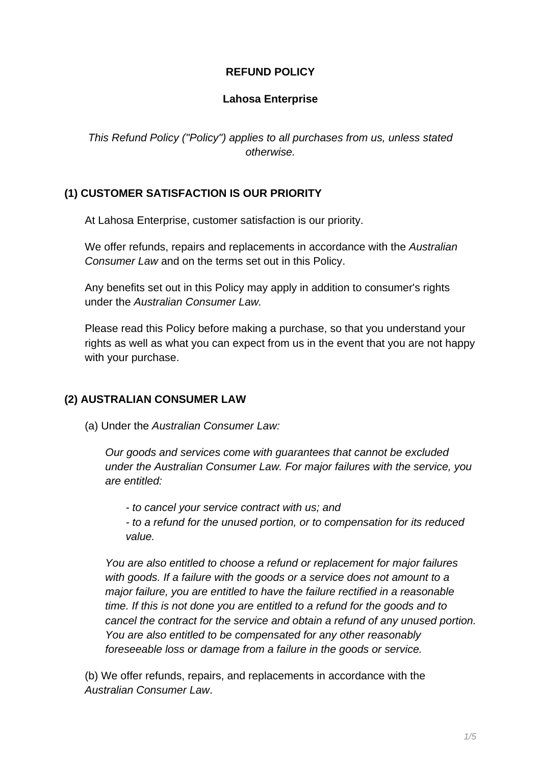# REFUND POLICY

## Lahosa Enterprise

*This Refund Policy ("Policy") applies to all purchases from us, unless stated otherwise.*

### (1) CUSTOMER SATISFACTION IS OUR PRIORITY

At Lahosa Enterprise, customer satisfaction is our priority.

We offer refunds, repairs and replacements in accordance with the *Australian Consumer Law* and on the terms set out in this Policy.

Any benefits set out in this Policy may apply in addition to consumer's rights under the *Australian Consumer Law.*

Please read this Policy before making a purchase, so that you understand your rights as well as what you can expect from us in the event that you are not happy with your purchase.

### (2) AUSTRALIAN CONSUMER LAW

(a) Under the *Australian Consumer Law:*

*Our goods and services come with guarantees that cannot be excluded under the Australian Consumer Law. For major failures with the service, you are entitled:*

*- to cancel your service contract with us; and*
*- to a refund for the unused portion, or to compensation for its reduced value.*

*You are also entitled to choose a refund or replacement for major failures with goods. If a failure with the goods or a service does not amount to a major failure, you are entitled to have the failure rectified in a reasonable time. If this is not done you are entitled to a refund for the goods and to cancel the contract for the service and obtain a refund of any unused portion. You are also entitled to be compensated for any other reasonably foreseeable loss or damage from a failure in the goods or service.*

(b) We offer refunds, repairs, and replacements in accordance with the *Australian Consumer Law*.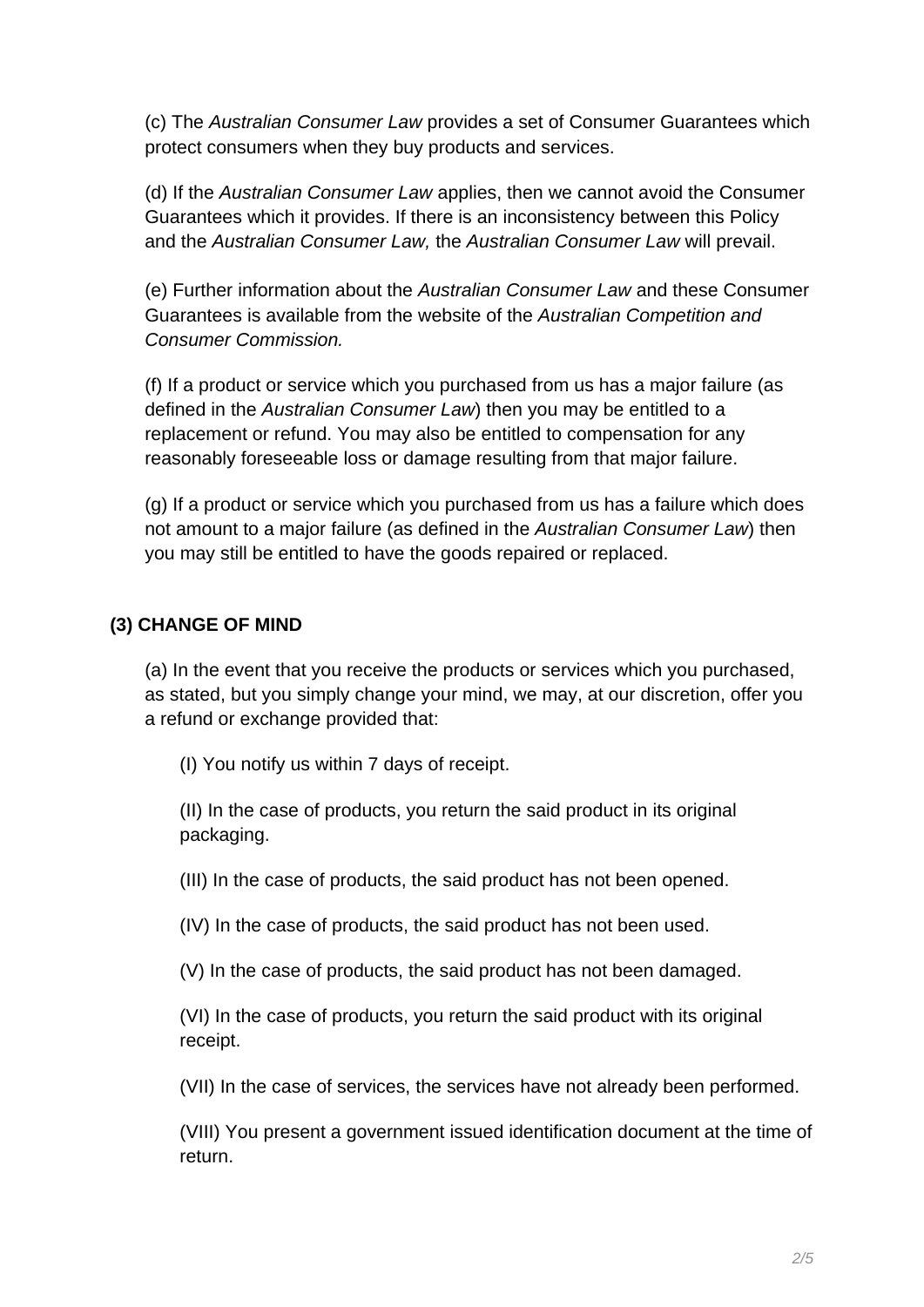(c) The *Australian Consumer Law* provides a set of Consumer Guarantees which protect consumers when they buy products and services.

(d) If the *Australian Consumer Law* applies, then we cannot avoid the Consumer Guarantees which it provides. If there is an inconsistency between this Policy and the *Australian Consumer Law,* the *Australian Consumer Law* will prevail.

(e) Further information about the *Australian Consumer Law* and these Consumer Guarantees is available from the website of the *Australian Competition and Consumer Commission.*

(f) If a product or service which you purchased from us has a major failure (as defined in the *Australian Consumer Law*) then you may be entitled to a replacement or refund. You may also be entitled to compensation for any reasonably foreseeable loss or damage resulting from that major failure.

(g) If a product or service which you purchased from us has a failure which does not amount to a major failure (as defined in the *Australian Consumer Law*) then you may still be entitled to have the goods repaired or replaced.

**(3) CHANGE OF MIND**

(a) In the event that you receive the products or services which you purchased, as stated, but you simply change your mind, we may, at our discretion, offer you a refund or exchange provided that:

(I) You notify us within 7 days of receipt.

(II) In the case of products, you return the said product in its original packaging.

(III) In the case of products, the said product has not been opened.

(IV) In the case of products, the said product has not been used.

(V) In the case of products, the said product has not been damaged.

(VI) In the case of products, you return the said product with its original receipt.

(VII) In the case of services, the services have not already been performed.

(VIII) You present a government issued identification document at the time of return.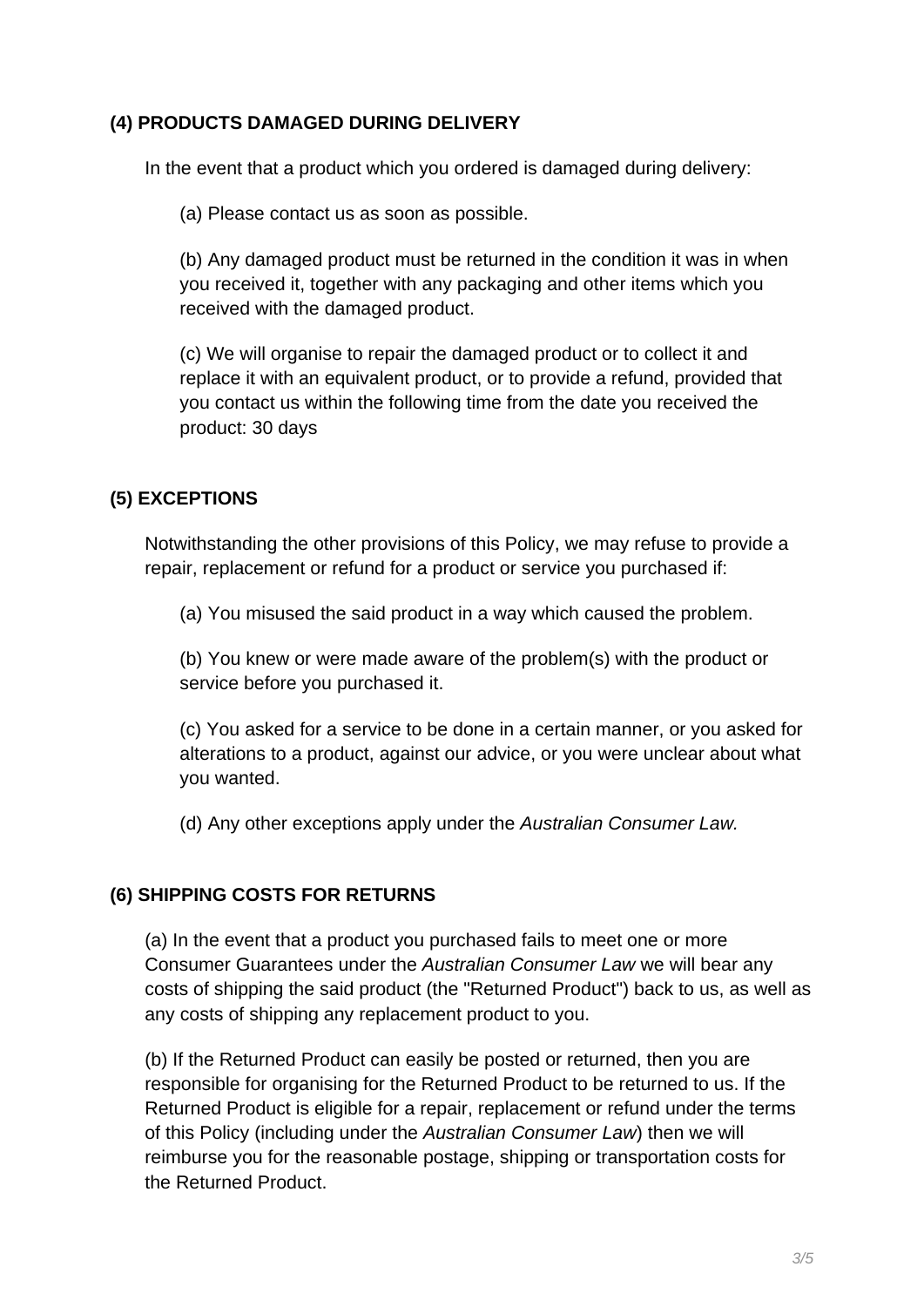**(4) PRODUCTS DAMAGED DURING DELIVERY**

In the event that a product which you ordered is damaged during delivery:

(a) Please contact us as soon as possible.

(b) Any damaged product must be returned in the condition it was in when you received it, together with any packaging and other items which you received with the damaged product.

(c) We will organise to repair the damaged product or to collect it and replace it with an equivalent product, or to provide a refund, provided that you contact us within the following time from the date you received the product: 30 days

**(5) EXCEPTIONS**

Notwithstanding the other provisions of this Policy, we may refuse to provide a repair, replacement or refund for a product or service you purchased if:

(a) You misused the said product in a way which caused the problem.

(b) You knew or were made aware of the problem(s) with the product or service before you purchased it.

(c) You asked for a service to be done in a certain manner, or you asked for alterations to a product, against our advice, or you were unclear about what you wanted.

(d) Any other exceptions apply under the *Australian Consumer Law.*

**(6) SHIPPING COSTS FOR RETURNS**

(a) In the event that a product you purchased fails to meet one or more Consumer Guarantees under the *Australian Consumer Law* we will bear any costs of shipping the said product (the "Returned Product") back to us, as well as any costs of shipping any replacement product to you.

(b) If the Returned Product can easily be posted or returned, then you are responsible for organising for the Returned Product to be returned to us. If the Returned Product is eligible for a repair, replacement or refund under the terms of this Policy (including under the *Australian Consumer Law*) then we will reimburse you for the reasonable postage, shipping or transportation costs for the Returned Product.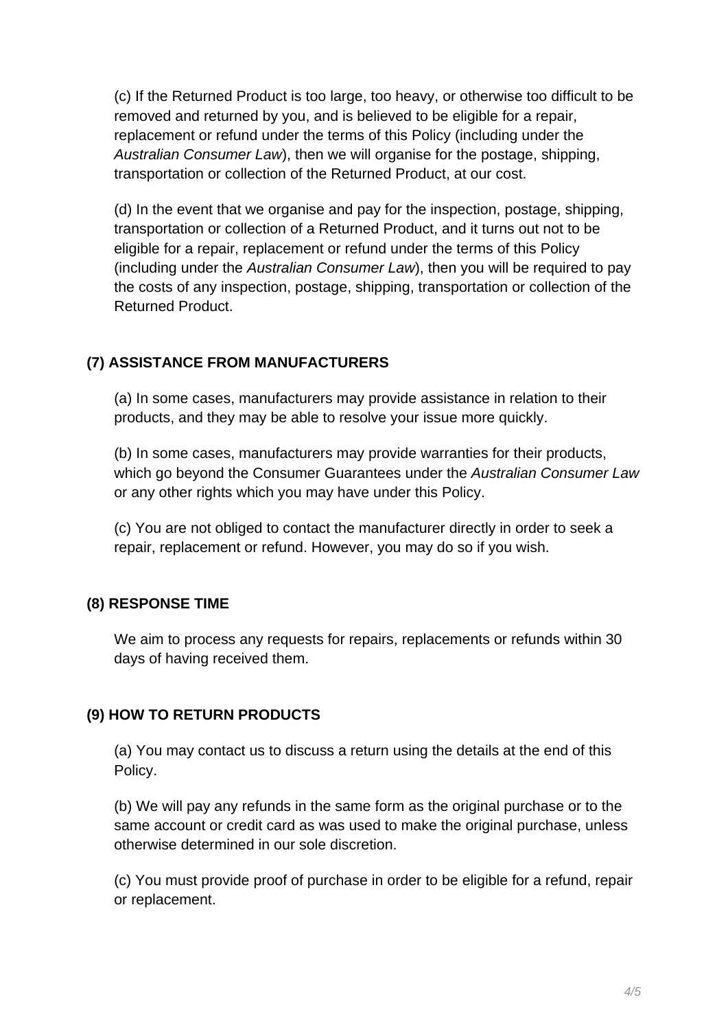(c) If the Returned Product is too large, too heavy, or otherwise too difficult to be removed and returned by you, and is believed to be eligible for a repair, replacement or refund under the terms of this Policy (including under the *Australian Consumer Law*), then we will organise for the postage, shipping, transportation or collection of the Returned Product, at our cost.

(d) In the event that we organise and pay for the inspection, postage, shipping, transportation or collection of a Returned Product, and it turns out not to be eligible for a repair, replacement or refund under the terms of this Policy (including under the *Australian Consumer Law*), then you will be required to pay the costs of any inspection, postage, shipping, transportation or collection of the Returned Product.

## (7) ASSISTANCE FROM MANUFACTURERS

(a) In some cases, manufacturers may provide assistance in relation to their products, and they may be able to resolve your issue more quickly.

(b) In some cases, manufacturers may provide warranties for their products, which go beyond the Consumer Guarantees under the *Australian Consumer Law* or any other rights which you may have under this Policy.

(c) You are not obliged to contact the manufacturer directly in order to seek a repair, replacement or refund. However, you may do so if you wish.

## (8) RESPONSE TIME

We aim to process any requests for repairs, replacements or refunds within 30 days of having received them.

## (9) HOW TO RETURN PRODUCTS

(a) You may contact us to discuss a return using the details at the end of this Policy.

(b) We will pay any refunds in the same form as the original purchase or to the same account or credit card as was used to make the original purchase, unless otherwise determined in our sole discretion.

(c) You must provide proof of purchase in order to be eligible for a refund, repair or replacement.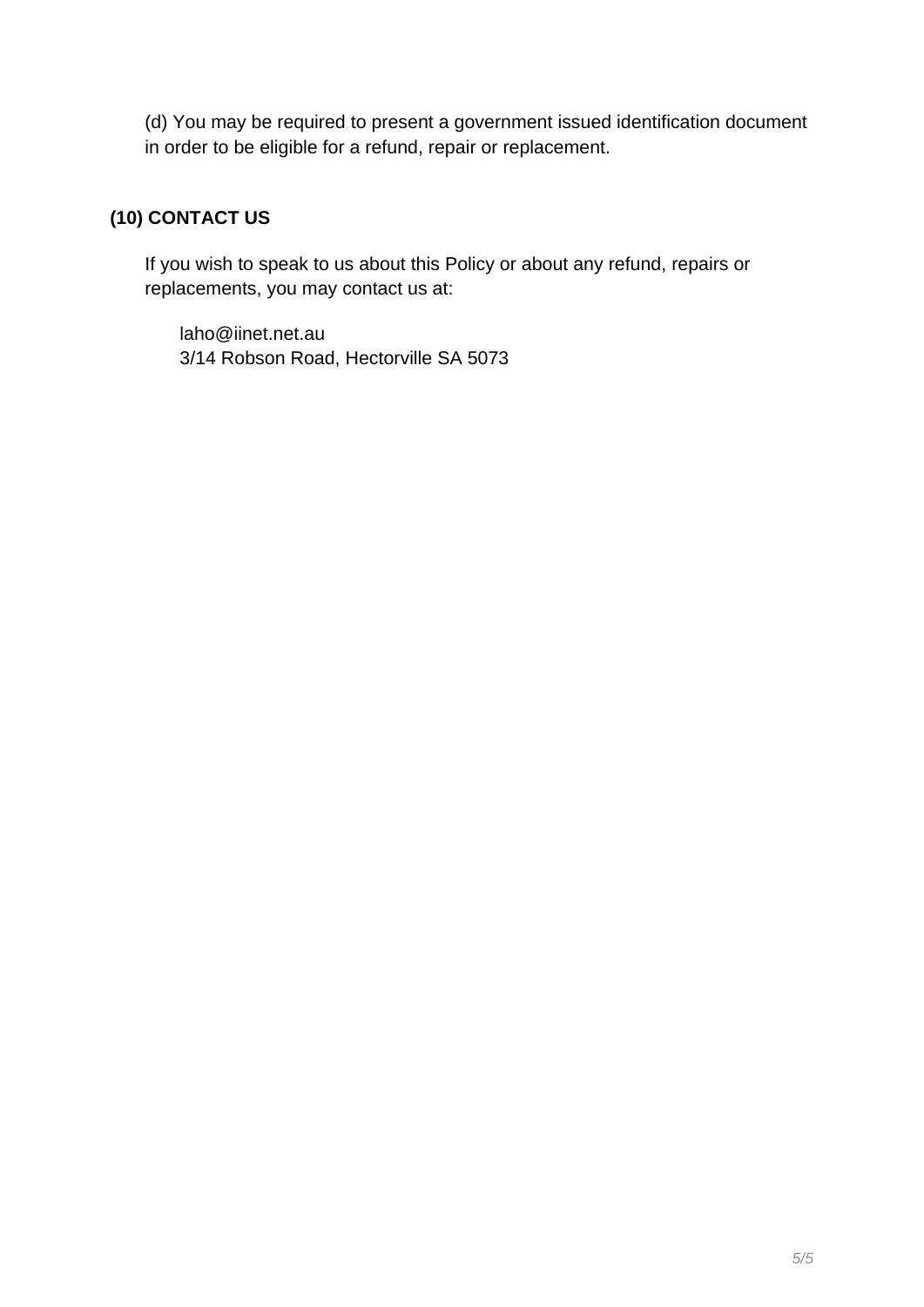(d) You may be required to present a government issued identification document in order to be eligible for a refund, repair or replacement.

## (10) CONTACT US

If you wish to speak to us about this Policy or about any refund, repairs or replacements, you may contact us at:

laho@iinet.net.au
3/14 Robson Road, Hectorville SA 5073